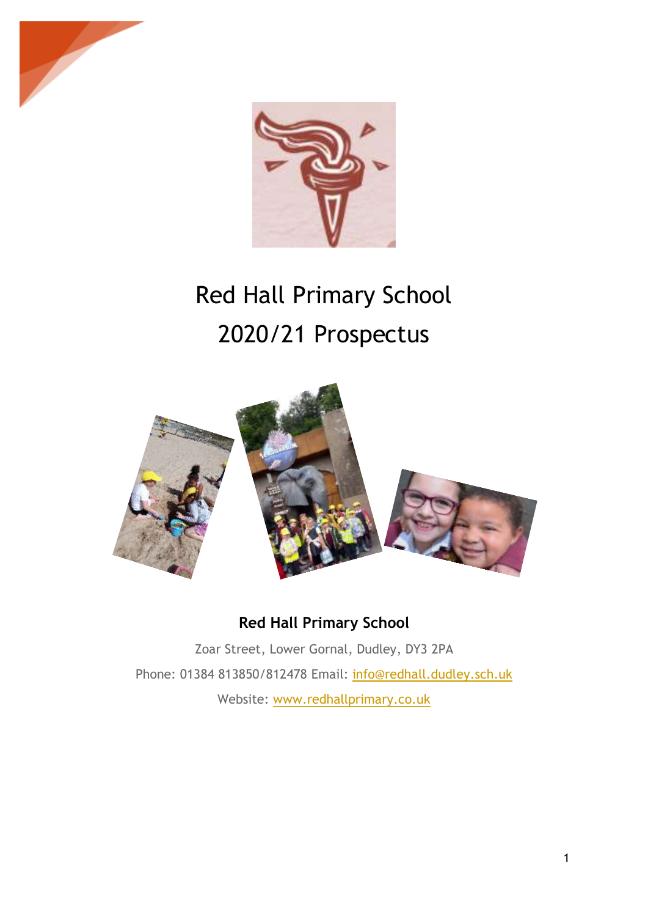# Red Hall Primary School
# 2020/21 Prospectus

**Red Hall Primary School**

Zoar Street, Lower Gornal, Dudley, DY3 2PA

Phone: 01384 813850/812478 Email: info@redhall.dudley.sch.uk

Website: www.redhallprimary.co.uk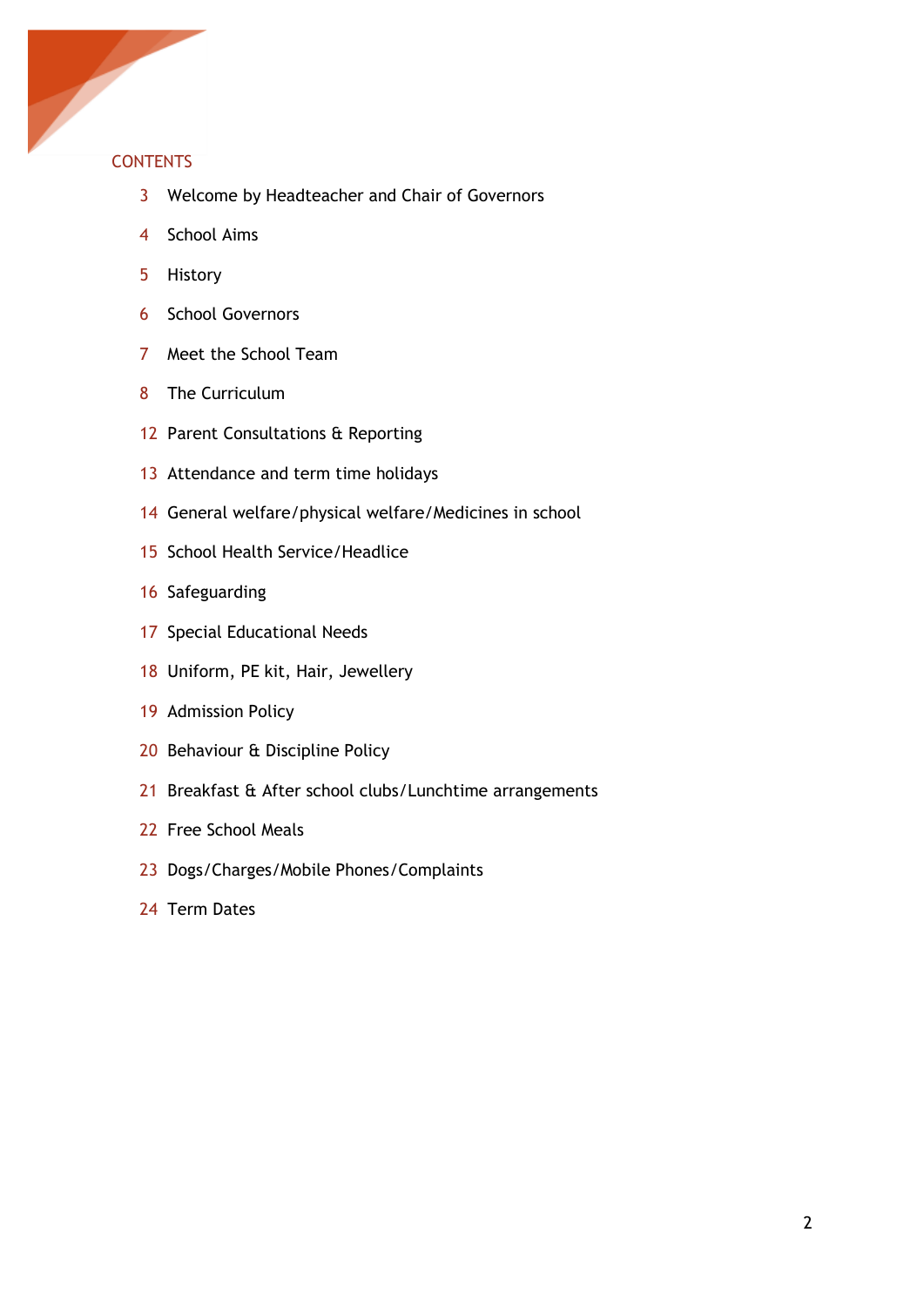## CONTENTS

| | |
|---|---|
| 3 | Welcome by Headteacher and Chair of Governors |
| 4 | School Aims |
| 5 | History |
| 6 | School Governors |
| 7 | Meet the School Team |
| 8 | The Curriculum |
| 12 | Parent Consultations & Reporting |
| 13 | Attendance and term time holidays |
| 14 | General welfare/physical welfare/Medicines in school |
| 15 | School Health Service/Headlice |
| 16 | Safeguarding |
| 17 | Special Educational Needs |
| 18 | Uniform, PE kit, Hair, Jewellery |
| 19 | Admission Policy |
| 20 | Behaviour & Discipline Policy |
| 21 | Breakfast & After school clubs/Lunchtime arrangements |
| 22 | Free School Meals |
| 23 | Dogs/Charges/Mobile Phones/Complaints |
| 24 | Term Dates |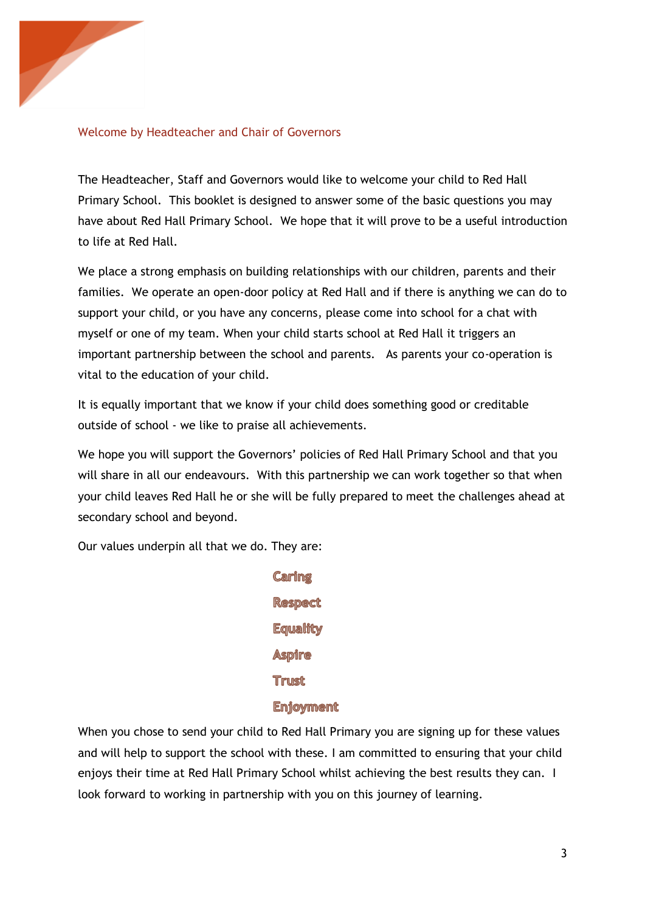## Welcome by Headteacher and Chair of Governors

The Headteacher, Staff and Governors would like to welcome your child to Red Hall Primary School. This booklet is designed to answer some of the basic questions you may have about Red Hall Primary School. We hope that it will prove to be a useful introduction to life at Red Hall.

We place a strong emphasis on building relationships with our children, parents and their families. We operate an open-door policy at Red Hall and if there is anything we can do to support your child, or you have any concerns, please come into school for a chat with myself or one of my team. When your child starts school at Red Hall it triggers an important partnership between the school and parents. As parents your co-operation is vital to the education of your child.

It is equally important that we know if your child does something good or creditable outside of school - we like to praise all achievements.

We hope you will support the Governors' policies of Red Hall Primary School and that you will share in all our endeavours. With this partnership we can work together so that when your child leaves Red Hall he or she will be fully prepared to meet the challenges ahead at secondary school and beyond.

Our values underpin all that we do. They are:

**Caring**

**Respect**

**Equality**

**Aspire**

**Trust**

**Enjoyment**

When you chose to send your child to Red Hall Primary you are signing up for these values and will help to support the school with these. I am committed to ensuring that your child enjoys their time at Red Hall Primary School whilst achieving the best results they can. I look forward to working in partnership with you on this journey of learning.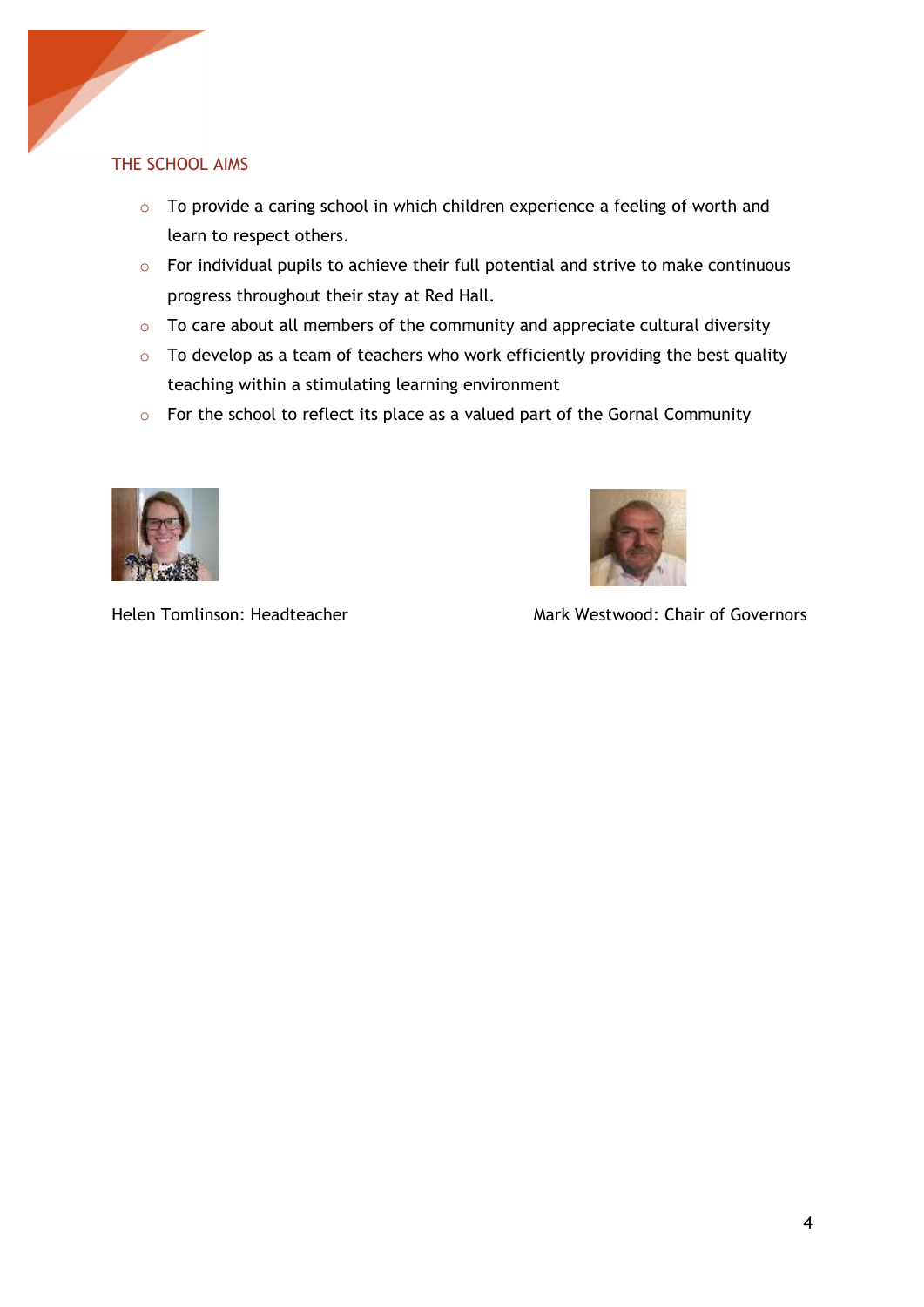## THE SCHOOL AIMS

- To provide a caring school in which children experience a feeling of worth and learn to respect others.
- For individual pupils to achieve their full potential and strive to make continuous progress throughout their stay at Red Hall.
- To care about all members of the community and appreciate cultural diversity
- To develop as a team of teachers who work efficiently providing the best quality teaching within a stimulating learning environment
- For the school to reflect its place as a valued part of the Gornal Community

Helen Tomlinson: Headteacher

Mark Westwood: Chair of Governors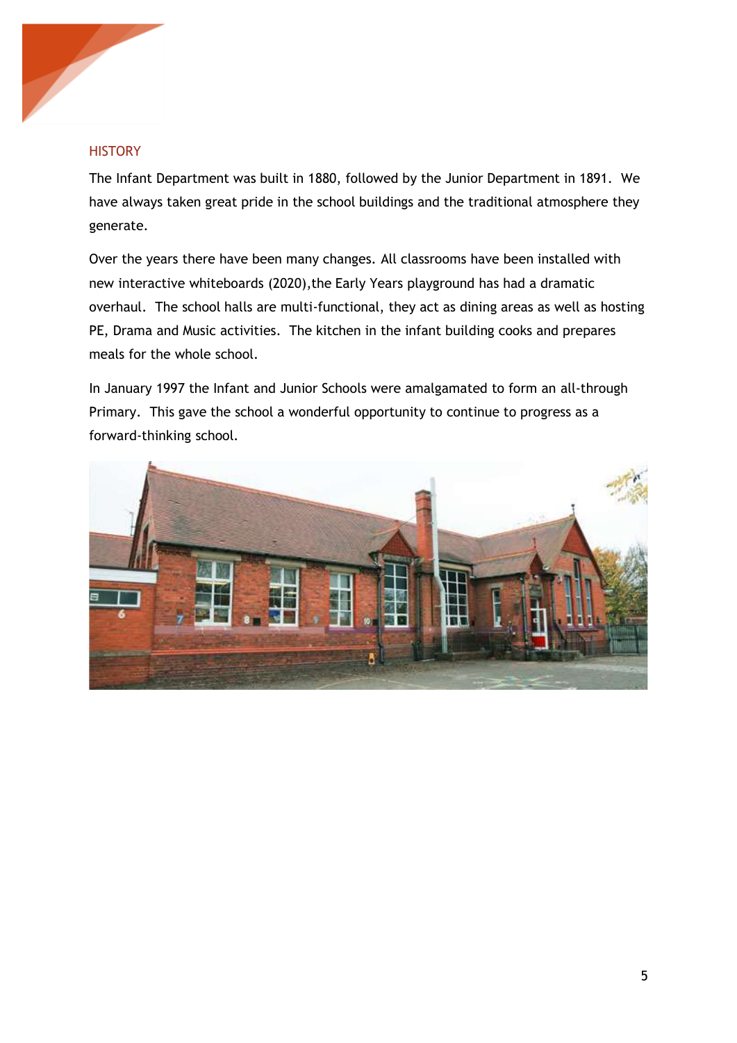## HISTORY

The Infant Department was built in 1880, followed by the Junior Department in 1891. We have always taken great pride in the school buildings and the traditional atmosphere they generate.

Over the years there have been many changes. All classrooms have been installed with new interactive whiteboards (2020),the Early Years playground has had a dramatic overhaul. The school halls are multi-functional, they act as dining areas as well as hosting PE, Drama and Music activities. The kitchen in the infant building cooks and prepares meals for the whole school.

In January 1997 the Infant and Junior Schools were amalgamated to form an all-through Primary. This gave the school a wonderful opportunity to continue to progress as a forward-thinking school.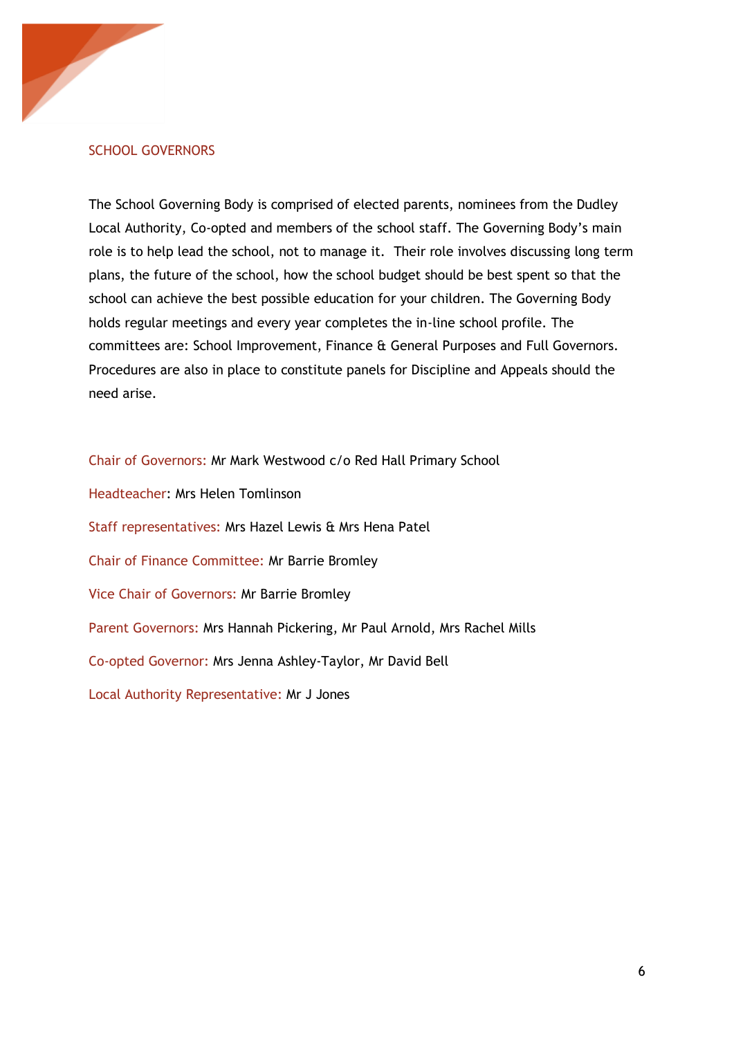## SCHOOL GOVERNORS

The School Governing Body is comprised of elected parents, nominees from the Dudley Local Authority, Co-opted and members of the school staff. The Governing Body's main role is to help lead the school, not to manage it. Their role involves discussing long term plans, the future of the school, how the school budget should be best spent so that the school can achieve the best possible education for your children. The Governing Body holds regular meetings and every year completes the in-line school profile. The committees are: School Improvement, Finance & General Purposes and Full Governors. Procedures are also in place to constitute panels for Discipline and Appeals should the need arise.

Chair of Governors: Mr Mark Westwood c/o Red Hall Primary School

Headteacher: Mrs Helen Tomlinson

Staff representatives: Mrs Hazel Lewis & Mrs Hena Patel

Chair of Finance Committee: Mr Barrie Bromley

Vice Chair of Governors: Mr Barrie Bromley

Parent Governors: Mrs Hannah Pickering, Mr Paul Arnold, Mrs Rachel Mills

Co-opted Governor: Mrs Jenna Ashley-Taylor, Mr David Bell

Local Authority Representative: Mr J Jones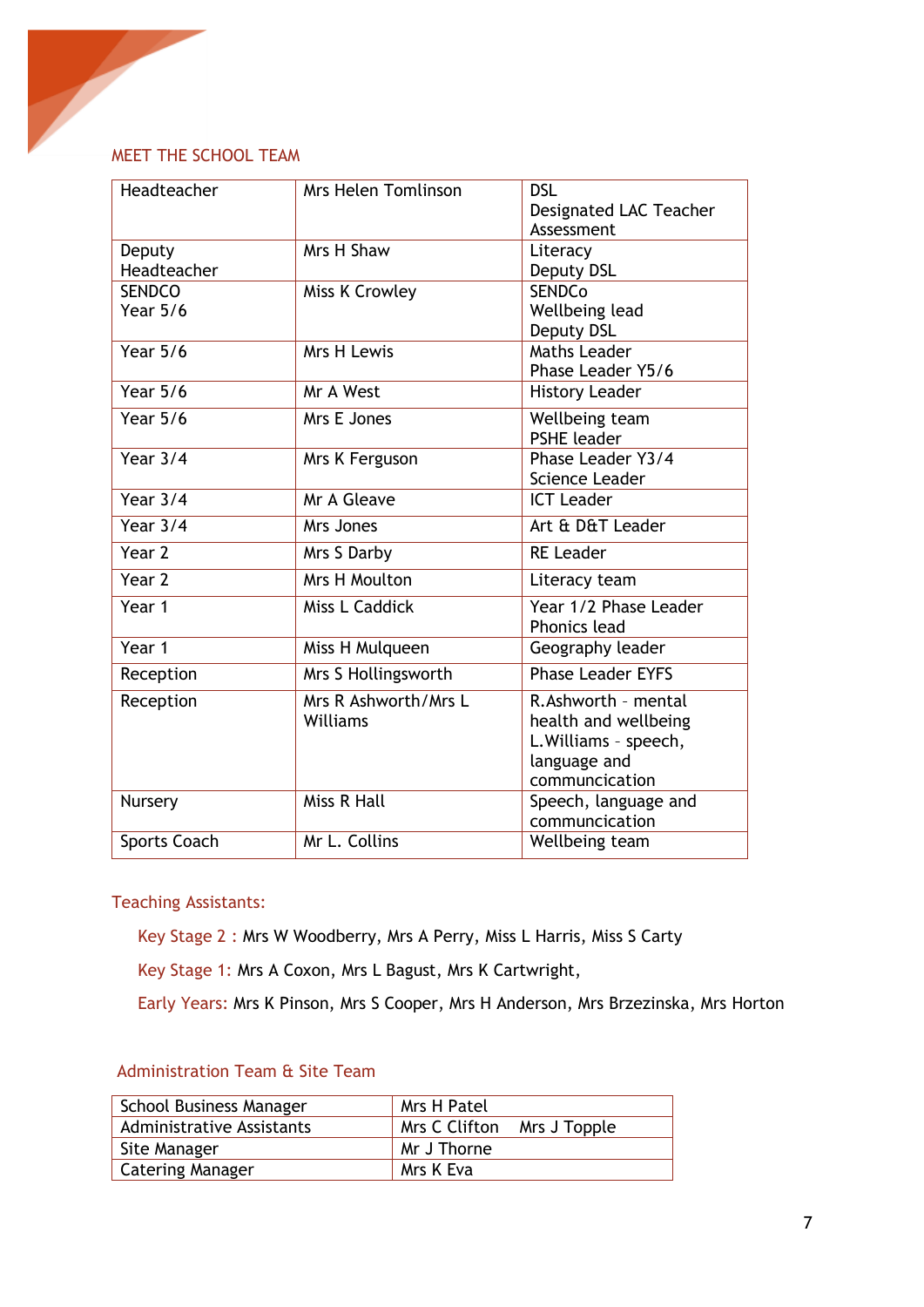## MEET THE SCHOOL TEAM

| | | |
|---|---|---|
| Headteacher | Mrs Helen Tomlinson | DSL<br>Designated LAC Teacher<br>Assessment |
| Deputy Headteacher | Mrs H Shaw | Literacy<br>Deputy DSL |
| SENDCO<br>Year 5/6 | Miss K Crowley | SENDCo<br>Wellbeing lead<br>Deputy DSL |
| Year 5/6 | Mrs H Lewis | Maths Leader<br>Phase Leader Y5/6 |
| Year 5/6 | Mr A West | History Leader |
| Year 5/6 | Mrs E Jones | Wellbeing team<br>PSHE leader |
| Year 3/4 | Mrs K Ferguson | Phase Leader Y3/4<br>Science Leader |
| Year 3/4 | Mr A Gleave | ICT Leader |
| Year 3/4 | Mrs Jones | Art & D&T Leader |
| Year 2 | Mrs S Darby | RE Leader |
| Year 2 | Mrs H Moulton | Literacy team |
| Year 1 | Miss L Caddick | Year 1/2 Phase Leader<br>Phonics lead |
| Year 1 | Miss H Mulqueen | Geography leader |
| Reception | Mrs S Hollingsworth | Phase Leader EYFS |
| Reception | Mrs R Ashworth/Mrs L Williams | R.Ashworth - mental health and wellbeing<br>L.Williams - speech, language and communciation |
| Nursery | Miss R Hall | Speech, language and communciation |
| Sports Coach | Mr L. Collins | Wellbeing team |

### Teaching Assistants:

Key Stage 2 : Mrs W Woodberry, Mrs A Perry, Miss L Harris, Miss S Carty

Key Stage 1: Mrs A Coxon, Mrs L Bagust, Mrs K Cartwright,

Early Years: Mrs K Pinson, Mrs S Cooper, Mrs H Anderson, Mrs Brzezinska, Mrs Horton

### Administration Team & Site Team

| | |
|---|---|
| School Business Manager | Mrs H Patel |
| Administrative Assistants | Mrs C Clifton    Mrs J Topple |
| Site Manager | Mr J Thorne |
| Catering Manager | Mrs K Eva |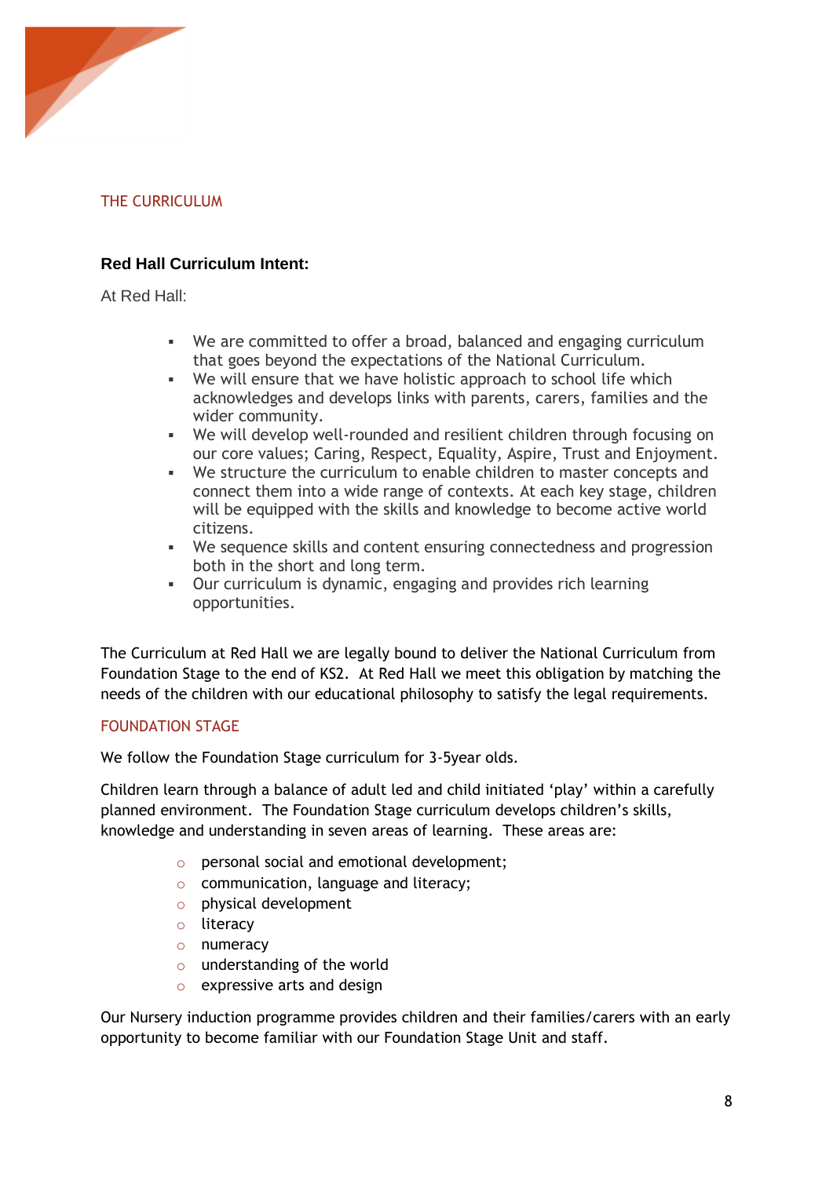## THE CURRICULUM

### Red Hall Curriculum Intent:

At Red Hall:

- We are committed to offer a broad, balanced and engaging curriculum that goes beyond the expectations of the National Curriculum.
- We will ensure that we have holistic approach to school life which acknowledges and develops links with parents, carers, families and the wider community.
- We will develop well-rounded and resilient children through focusing on our core values; Caring, Respect, Equality, Aspire, Trust and Enjoyment.
- We structure the curriculum to enable children to master concepts and connect them into a wide range of contexts. At each key stage, children will be equipped with the skills and knowledge to become active world citizens.
- We sequence skills and content ensuring connectedness and progression both in the short and long term.
- Our curriculum is dynamic, engaging and provides rich learning opportunities.

The Curriculum at Red Hall we are legally bound to deliver the National Curriculum from Foundation Stage to the end of KS2. At Red Hall we meet this obligation by matching the needs of the children with our educational philosophy to satisfy the legal requirements.

## FOUNDATION STAGE

We follow the Foundation Stage curriculum for 3-5year olds.

Children learn through a balance of adult led and child initiated 'play' within a carefully planned environment. The Foundation Stage curriculum develops children's skills, knowledge and understanding in seven areas of learning. These areas are:

- personal social and emotional development;
- communication, language and literacy;
- physical development
- literacy
- numeracy
- understanding of the world
- expressive arts and design

Our Nursery induction programme provides children and their families/carers with an early opportunity to become familiar with our Foundation Stage Unit and staff.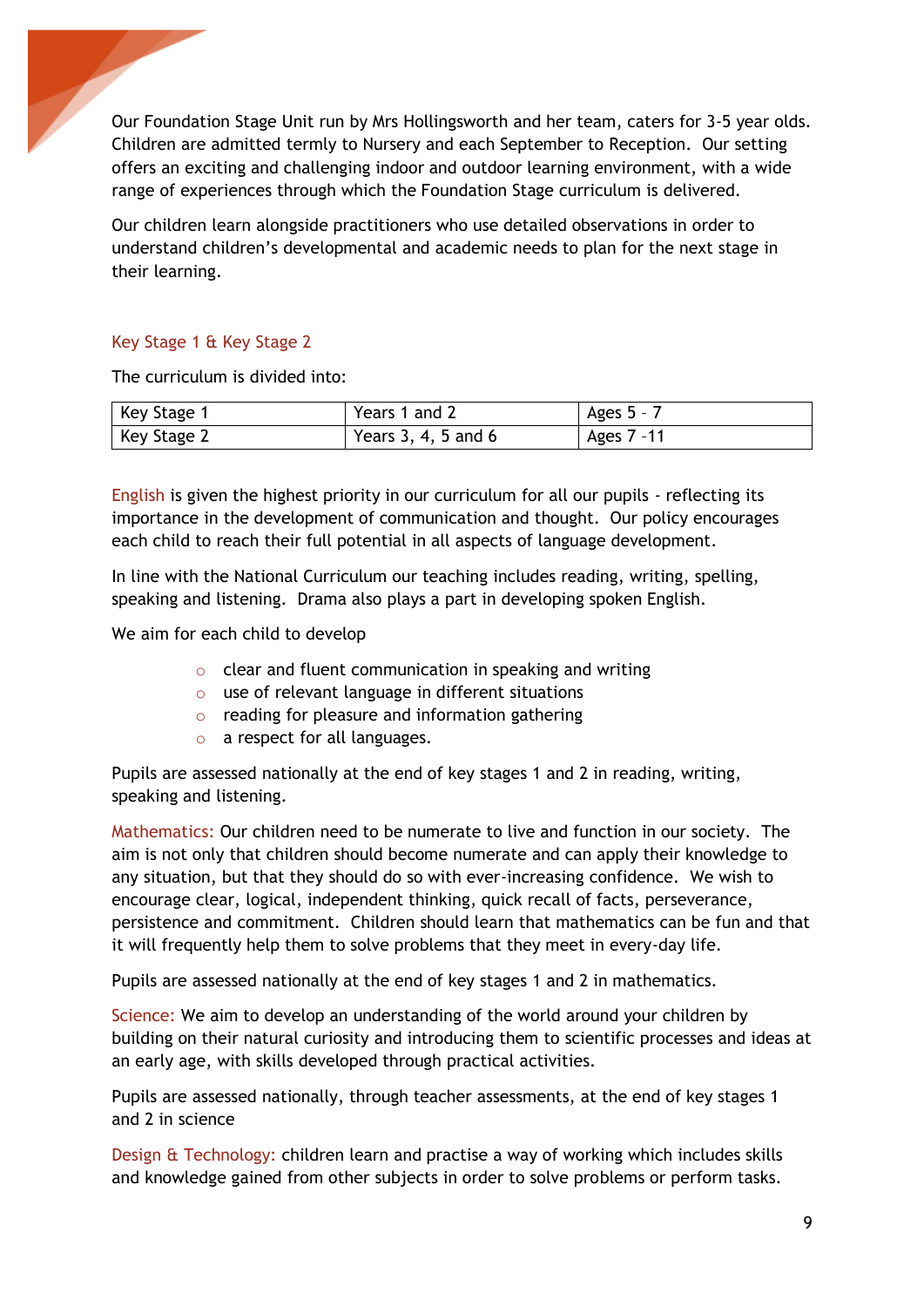Our Foundation Stage Unit run by Mrs Hollingsworth and her team, caters for 3-5 year olds. Children are admitted termly to Nursery and each September to Reception. Our setting offers an exciting and challenging indoor and outdoor learning environment, with a wide range of experiences through which the Foundation Stage curriculum is delivered.

Our children learn alongside practitioners who use detailed observations in order to understand children's developmental and academic needs to plan for the next stage in their learning.

## Key Stage 1 & Key Stage 2

The curriculum is divided into:

| | | |
|---|---|---|
| Key Stage 1 | Years 1 and 2 | Ages 5 - 7 |
| Key Stage 2 | Years 3, 4, 5 and 6 | Ages 7 -11 |

English is given the highest priority in our curriculum for all our pupils - reflecting its importance in the development of communication and thought. Our policy encourages each child to reach their full potential in all aspects of language development.

In line with the National Curriculum our teaching includes reading, writing, spelling, speaking and listening. Drama also plays a part in developing spoken English.

We aim for each child to develop

- clear and fluent communication in speaking and writing
- use of relevant language in different situations
- reading for pleasure and information gathering
- a respect for all languages.

Pupils are assessed nationally at the end of key stages 1 and 2 in reading, writing, speaking and listening.

Mathematics: Our children need to be numerate to live and function in our society. The aim is not only that children should become numerate and can apply their knowledge to any situation, but that they should do so with ever-increasing confidence. We wish to encourage clear, logical, independent thinking, quick recall of facts, perseverance, persistence and commitment. Children should learn that mathematics can be fun and that it will frequently help them to solve problems that they meet in every-day life.

Pupils are assessed nationally at the end of key stages 1 and 2 in mathematics.

Science: We aim to develop an understanding of the world around your children by building on their natural curiosity and introducing them to scientific processes and ideas at an early age, with skills developed through practical activities.

Pupils are assessed nationally, through teacher assessments, at the end of key stages 1 and 2 in science

Design & Technology: children learn and practise a way of working which includes skills and knowledge gained from other subjects in order to solve problems or perform tasks.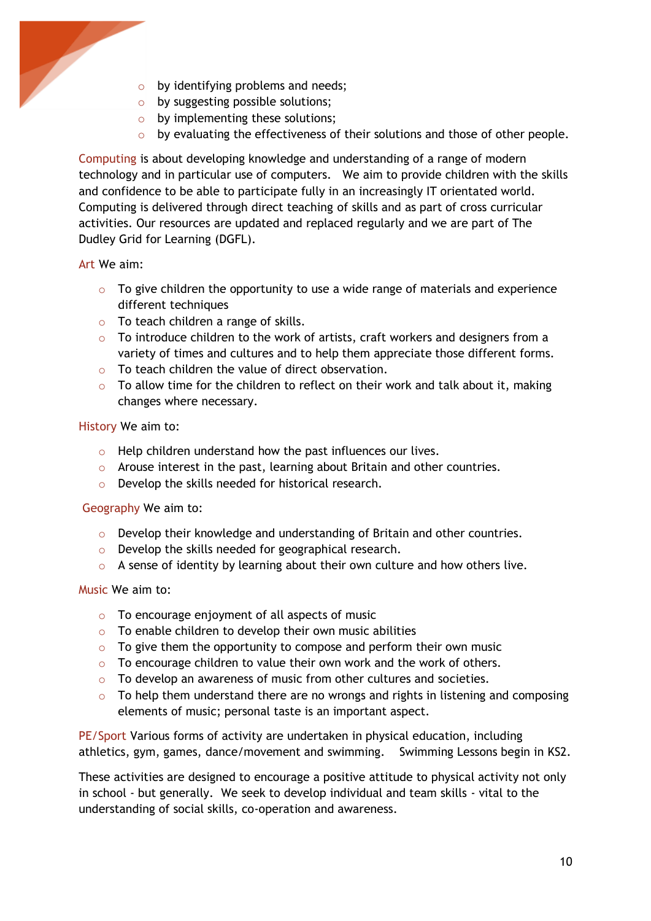- by identifying problems and needs;
- by suggesting possible solutions;
- by implementing these solutions;
- by evaluating the effectiveness of their solutions and those of other people.

Computing is about developing knowledge and understanding of a range of modern technology and in particular use of computers. We aim to provide children with the skills and confidence to be able to participate fully in an increasingly IT orientated world. Computing is delivered through direct teaching of skills and as part of cross curricular activities. Our resources are updated and replaced regularly and we are part of The Dudley Grid for Learning (DGFL).

Art We aim:

- To give children the opportunity to use a wide range of materials and experience different techniques
- To teach children a range of skills.
- To introduce children to the work of artists, craft workers and designers from a variety of times and cultures and to help them appreciate those different forms.
- To teach children the value of direct observation.
- To allow time for the children to reflect on their work and talk about it, making changes where necessary.

History We aim to:

- Help children understand how the past influences our lives.
- Arouse interest in the past, learning about Britain and other countries.
- Develop the skills needed for historical research.

Geography We aim to:

- Develop their knowledge and understanding of Britain and other countries.
- Develop the skills needed for geographical research.
- A sense of identity by learning about their own culture and how others live.

Music We aim to:

- To encourage enjoyment of all aspects of music
- To enable children to develop their own music abilities
- To give them the opportunity to compose and perform their own music
- To encourage children to value their own work and the work of others.
- To develop an awareness of music from other cultures and societies.
- To help them understand there are no wrongs and rights in listening and composing elements of music; personal taste is an important aspect.

PE/Sport Various forms of activity are undertaken in physical education, including athletics, gym, games, dance/movement and swimming. Swimming Lessons begin in KS2.

These activities are designed to encourage a positive attitude to physical activity not only in school - but generally. We seek to develop individual and team skills - vital to the understanding of social skills, co-operation and awareness.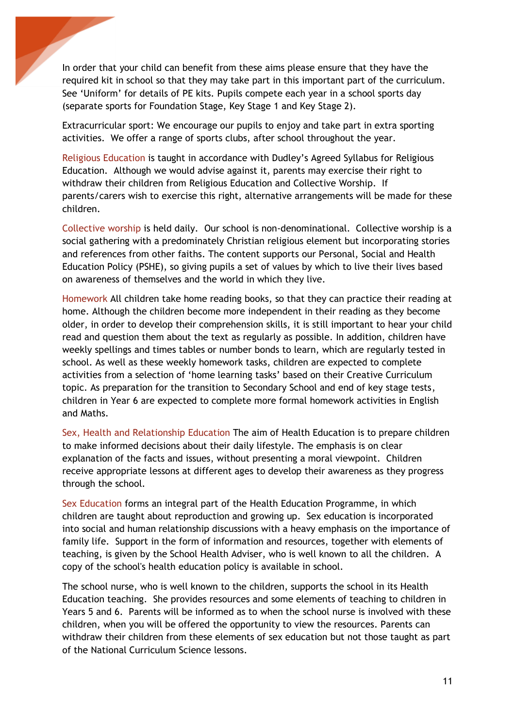In order that your child can benefit from these aims please ensure that they have the required kit in school so that they may take part in this important part of the curriculum. See 'Uniform' for details of PE kits. Pupils compete each year in a school sports day (separate sports for Foundation Stage, Key Stage 1 and Key Stage 2).

Extracurricular sport: We encourage our pupils to enjoy and take part in extra sporting activities. We offer a range of sports clubs, after school throughout the year.

Religious Education is taught in accordance with Dudley's Agreed Syllabus for Religious Education. Although we would advise against it, parents may exercise their right to withdraw their children from Religious Education and Collective Worship. If parents/carers wish to exercise this right, alternative arrangements will be made for these children.

Collective worship is held daily. Our school is non-denominational. Collective worship is a social gathering with a predominately Christian religious element but incorporating stories and references from other faiths. The content supports our Personal, Social and Health Education Policy (PSHE), so giving pupils a set of values by which to live their lives based on awareness of themselves and the world in which they live.

Homework All children take home reading books, so that they can practice their reading at home. Although the children become more independent in their reading as they become older, in order to develop their comprehension skills, it is still important to hear your child read and question them about the text as regularly as possible. In addition, children have weekly spellings and times tables or number bonds to learn, which are regularly tested in school. As well as these weekly homework tasks, children are expected to complete activities from a selection of 'home learning tasks' based on their Creative Curriculum topic. As preparation for the transition to Secondary School and end of key stage tests, children in Year 6 are expected to complete more formal homework activities in English and Maths.

Sex, Health and Relationship Education The aim of Health Education is to prepare children to make informed decisions about their daily lifestyle. The emphasis is on clear explanation of the facts and issues, without presenting a moral viewpoint. Children receive appropriate lessons at different ages to develop their awareness as they progress through the school.

Sex Education forms an integral part of the Health Education Programme, in which children are taught about reproduction and growing up. Sex education is incorporated into social and human relationship discussions with a heavy emphasis on the importance of family life. Support in the form of information and resources, together with elements of teaching, is given by the School Health Adviser, who is well known to all the children. A copy of the school's health education policy is available in school.

The school nurse, who is well known to the children, supports the school in its Health Education teaching. She provides resources and some elements of teaching to children in Years 5 and 6. Parents will be informed as to when the school nurse is involved with these children, when you will be offered the opportunity to view the resources. Parents can withdraw their children from these elements of sex education but not those taught as part of the National Curriculum Science lessons.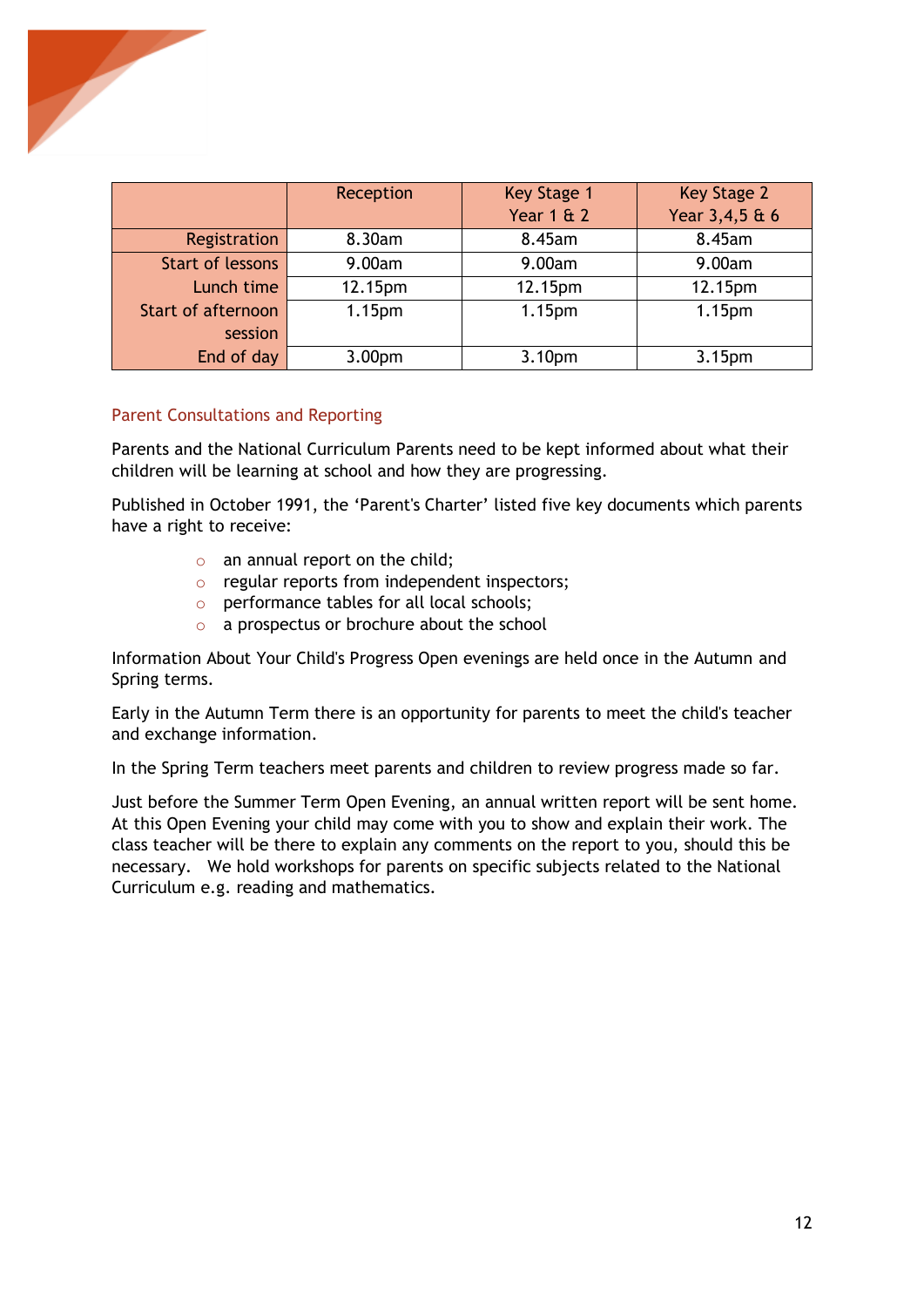| | Reception | Key Stage 1 Year 1 & 2 | Key Stage 2 Year 3,4,5 & 6 |
|---|---|---|---|
| Registration | 8.30am | 8.45am | 8.45am |
| Start of lessons | 9.00am | 9.00am | 9.00am |
| Lunch time | 12.15pm | 12.15pm | 12.15pm |
| Start of afternoon session | 1.15pm | 1.15pm | 1.15pm |
| End of day | 3.00pm | 3.10pm | 3.15pm |

## Parent Consultations and Reporting

Parents and the National Curriculum Parents need to be kept informed about what their children will be learning at school and how they are progressing.

Published in October 1991, the 'Parent's Charter' listed five key documents which parents have a right to receive:

- an annual report on the child;
- regular reports from independent inspectors;
- performance tables for all local schools;
- a prospectus or brochure about the school

Information About Your Child's Progress Open evenings are held once in the Autumn and Spring terms.

Early in the Autumn Term there is an opportunity for parents to meet the child's teacher and exchange information.

In the Spring Term teachers meet parents and children to review progress made so far.

Just before the Summer Term Open Evening, an annual written report will be sent home. At this Open Evening your child may come with you to show and explain their work. The class teacher will be there to explain any comments on the report to you, should this be necessary. We hold workshops for parents on specific subjects related to the National Curriculum e.g. reading and mathematics.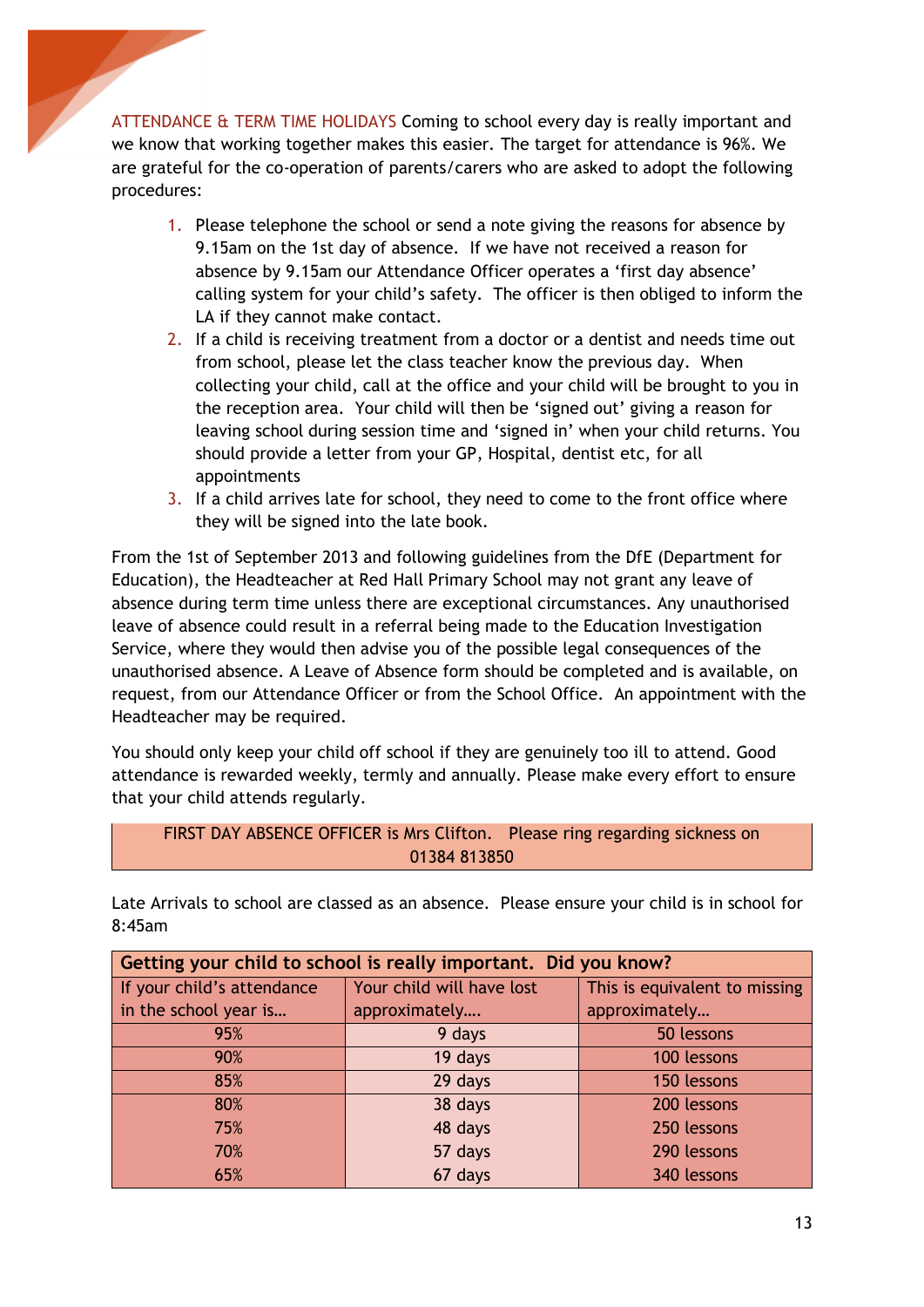**ATTENDANCE & TERM TIME HOLIDAYS** Coming to school every day is really important and we know that working together makes this easier. The target for attendance is 96%. We are grateful for the co-operation of parents/carers who are asked to adopt the following procedures:

1. Please telephone the school or send a note giving the reasons for absence by 9.15am on the 1st day of absence. If we have not received a reason for absence by 9.15am our Attendance Officer operates a 'first day absence' calling system for your child's safety. The officer is then obliged to inform the LA if they cannot make contact.
2. If a child is receiving treatment from a doctor or a dentist and needs time out from school, please let the class teacher know the previous day. When collecting your child, call at the office and your child will be brought to you in the reception area. Your child will then be 'signed out' giving a reason for leaving school during session time and 'signed in' when your child returns. You should provide a letter from your GP, Hospital, dentist etc, for all appointments
3. If a child arrives late for school, they need to come to the front office where they will be signed into the late book.

From the 1st of September 2013 and following guidelines from the DfE (Department for Education), the Headteacher at Red Hall Primary School may not grant any leave of absence during term time unless there are exceptional circumstances. Any unauthorised leave of absence could result in a referral being made to the Education Investigation Service, where they would then advise you of the possible legal consequences of the unauthorised absence. A Leave of Absence form should be completed and is available, on request, from our Attendance Officer or from the School Office. An appointment with the Headteacher may be required.

You should only keep your child off school if they are genuinely too ill to attend. Good attendance is rewarded weekly, termly and annually. Please make every effort to ensure that your child attends regularly.

FIRST DAY ABSENCE OFFICER is Mrs Clifton. Please ring regarding sickness on 01384 813850

Late Arrivals to school are classed as an absence. Please ensure your child is in school for 8:45am

| **Getting your child to school is really important. Did you know?** | | |
|---|---|---|
| If your child's attendance in the school year is… | Your child will have lost approximately…. | This is equivalent to missing approximately… |
| 95% | 9 days | 50 lessons |
| 90% | 19 days | 100 lessons |
| 85% | 29 days | 150 lessons |
| 80% | 38 days | 200 lessons |
| 75% | 48 days | 250 lessons |
| 70% | 57 days | 290 lessons |
| 65% | 67 days | 340 lessons |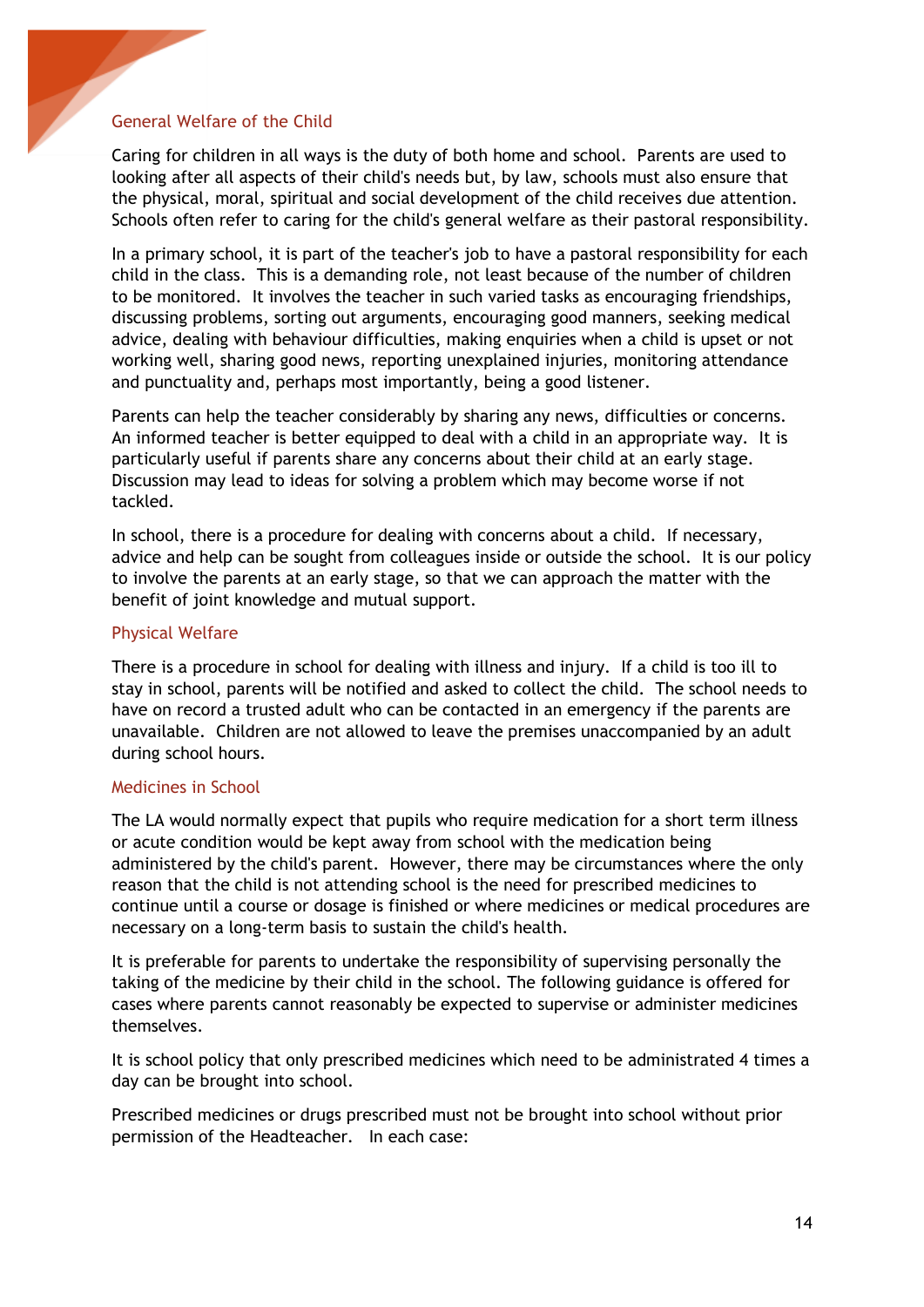## General Welfare of the Child

Caring for children in all ways is the duty of both home and school. Parents are used to looking after all aspects of their child's needs but, by law, schools must also ensure that the physical, moral, spiritual and social development of the child receives due attention. Schools often refer to caring for the child's general welfare as their pastoral responsibility.

In a primary school, it is part of the teacher's job to have a pastoral responsibility for each child in the class. This is a demanding role, not least because of the number of children to be monitored. It involves the teacher in such varied tasks as encouraging friendships, discussing problems, sorting out arguments, encouraging good manners, seeking medical advice, dealing with behaviour difficulties, making enquiries when a child is upset or not working well, sharing good news, reporting unexplained injuries, monitoring attendance and punctuality and, perhaps most importantly, being a good listener.

Parents can help the teacher considerably by sharing any news, difficulties or concerns. An informed teacher is better equipped to deal with a child in an appropriate way. It is particularly useful if parents share any concerns about their child at an early stage. Discussion may lead to ideas for solving a problem which may become worse if not tackled.

In school, there is a procedure for dealing with concerns about a child. If necessary, advice and help can be sought from colleagues inside or outside the school. It is our policy to involve the parents at an early stage, so that we can approach the matter with the benefit of joint knowledge and mutual support.

## Physical Welfare

There is a procedure in school for dealing with illness and injury. If a child is too ill to stay in school, parents will be notified and asked to collect the child. The school needs to have on record a trusted adult who can be contacted in an emergency if the parents are unavailable. Children are not allowed to leave the premises unaccompanied by an adult during school hours.

## Medicines in School

The LA would normally expect that pupils who require medication for a short term illness or acute condition would be kept away from school with the medication being administered by the child's parent. However, there may be circumstances where the only reason that the child is not attending school is the need for prescribed medicines to continue until a course or dosage is finished or where medicines or medical procedures are necessary on a long-term basis to sustain the child's health.

It is preferable for parents to undertake the responsibility of supervising personally the taking of the medicine by their child in the school. The following guidance is offered for cases where parents cannot reasonably be expected to supervise or administer medicines themselves.

It is school policy that only prescribed medicines which need to be administrated 4 times a day can be brought into school.

Prescribed medicines or drugs prescribed must not be brought into school without prior permission of the Headteacher. In each case: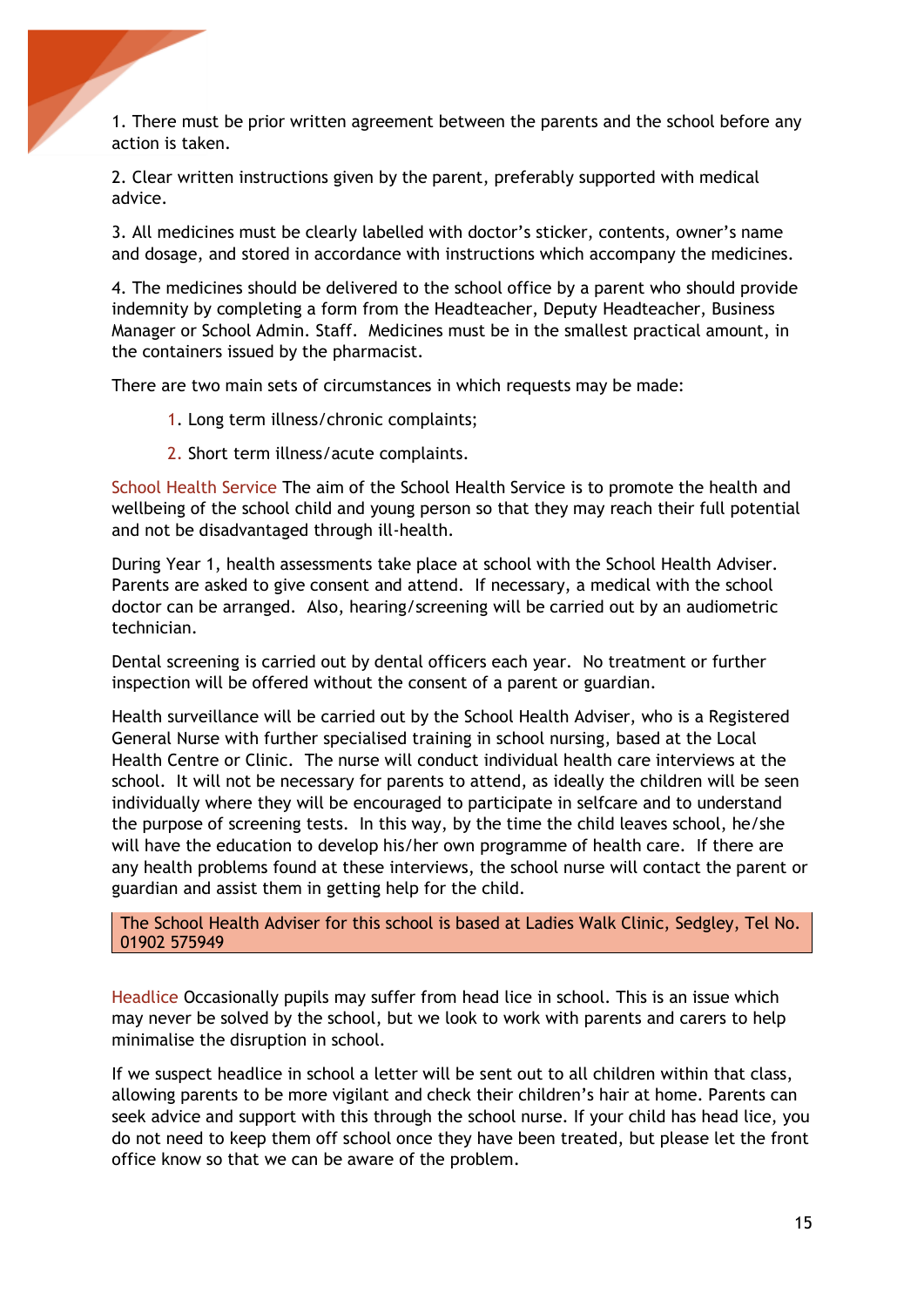1. There must be prior written agreement between the parents and the school before any action is taken.

2. Clear written instructions given by the parent, preferably supported with medical advice.

3. All medicines must be clearly labelled with doctor's sticker, contents, owner's name and dosage, and stored in accordance with instructions which accompany the medicines.

4. The medicines should be delivered to the school office by a parent who should provide indemnity by completing a form from the Headteacher, Deputy Headteacher, Business Manager or School Admin. Staff. Medicines must be in the smallest practical amount, in the containers issued by the pharmacist.

There are two main sets of circumstances in which requests may be made:

1. Long term illness/chronic complaints;
2. Short term illness/acute complaints.

**School Health Service** The aim of the School Health Service is to promote the health and wellbeing of the school child and young person so that they may reach their full potential and not be disadvantaged through ill-health.

During Year 1, health assessments take place at school with the School Health Adviser. Parents are asked to give consent and attend. If necessary, a medical with the school doctor can be arranged. Also, hearing/screening will be carried out by an audiometric technician.

Dental screening is carried out by dental officers each year. No treatment or further inspection will be offered without the consent of a parent or guardian.

Health surveillance will be carried out by the School Health Adviser, who is a Registered General Nurse with further specialised training in school nursing, based at the Local Health Centre or Clinic. The nurse will conduct individual health care interviews at the school. It will not be necessary for parents to attend, as ideally the children will be seen individually where they will be encouraged to participate in selfcare and to understand the purpose of screening tests. In this way, by the time the child leaves school, he/she will have the education to develop his/her own programme of health care. If there are any health problems found at these interviews, the school nurse will contact the parent or guardian and assist them in getting help for the child.

> The School Health Adviser for this school is based at Ladies Walk Clinic, Sedgley, Tel No. 01902 575949

**Headlice** Occasionally pupils may suffer from head lice in school. This is an issue which may never be solved by the school, but we look to work with parents and carers to help minimalise the disruption in school.

If we suspect headlice in school a letter will be sent out to all children within that class, allowing parents to be more vigilant and check their children's hair at home. Parents can seek advice and support with this through the school nurse. If your child has head lice, you do not need to keep them off school once they have been treated, but please let the front office know so that we can be aware of the problem.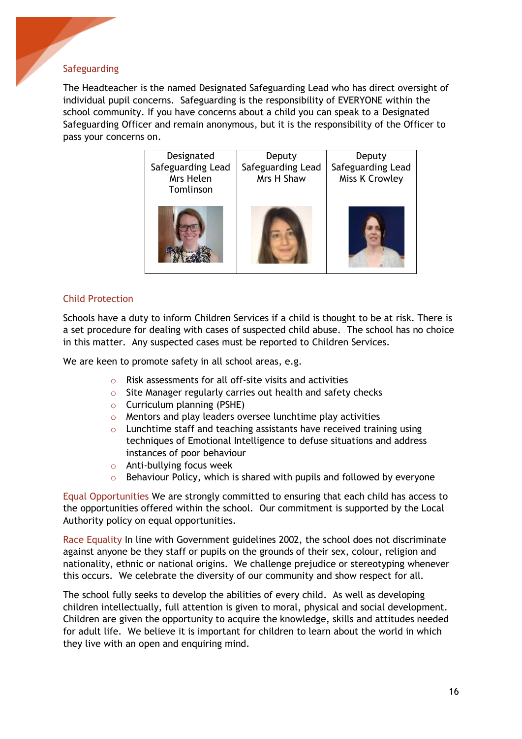## Safeguarding

The Headteacher is the named Designated Safeguarding Lead who has direct oversight of individual pupil concerns. Safeguarding is the responsibility of EVERYONE within the school community. If you have concerns about a child you can speak to a Designated Safeguarding Officer and remain anonymous, but it is the responsibility of the Officer to pass your concerns on.

| Designated Safeguarding Lead Mrs Helen Tomlinson | Deputy Safeguarding Lead Mrs H Shaw | Deputy Safeguarding Lead Miss K Crowley |
|---|---|---|

## Child Protection

Schools have a duty to inform Children Services if a child is thought to be at risk. There is a set procedure for dealing with cases of suspected child abuse. The school has no choice in this matter. Any suspected cases must be reported to Children Services.

We are keen to promote safety in all school areas, e.g.

- Risk assessments for all off-site visits and activities
- Site Manager regularly carries out health and safety checks
- Curriculum planning (PSHE)
- Mentors and play leaders oversee lunchtime play activities
- Lunchtime staff and teaching assistants have received training using techniques of Emotional Intelligence to defuse situations and address instances of poor behaviour
- Anti-bullying focus week
- Behaviour Policy, which is shared with pupils and followed by everyone

**Equal Opportunities** We are strongly committed to ensuring that each child has access to the opportunities offered within the school. Our commitment is supported by the Local Authority policy on equal opportunities.

**Race Equality** In line with Government guidelines 2002, the school does not discriminate against anyone be they staff or pupils on the grounds of their sex, colour, religion and nationality, ethnic or national origins. We challenge prejudice or stereotyping whenever this occurs. We celebrate the diversity of our community and show respect for all.

The school fully seeks to develop the abilities of every child. As well as developing children intellectually, full attention is given to moral, physical and social development. Children are given the opportunity to acquire the knowledge, skills and attitudes needed for adult life. We believe it is important for children to learn about the world in which they live with an open and enquiring mind.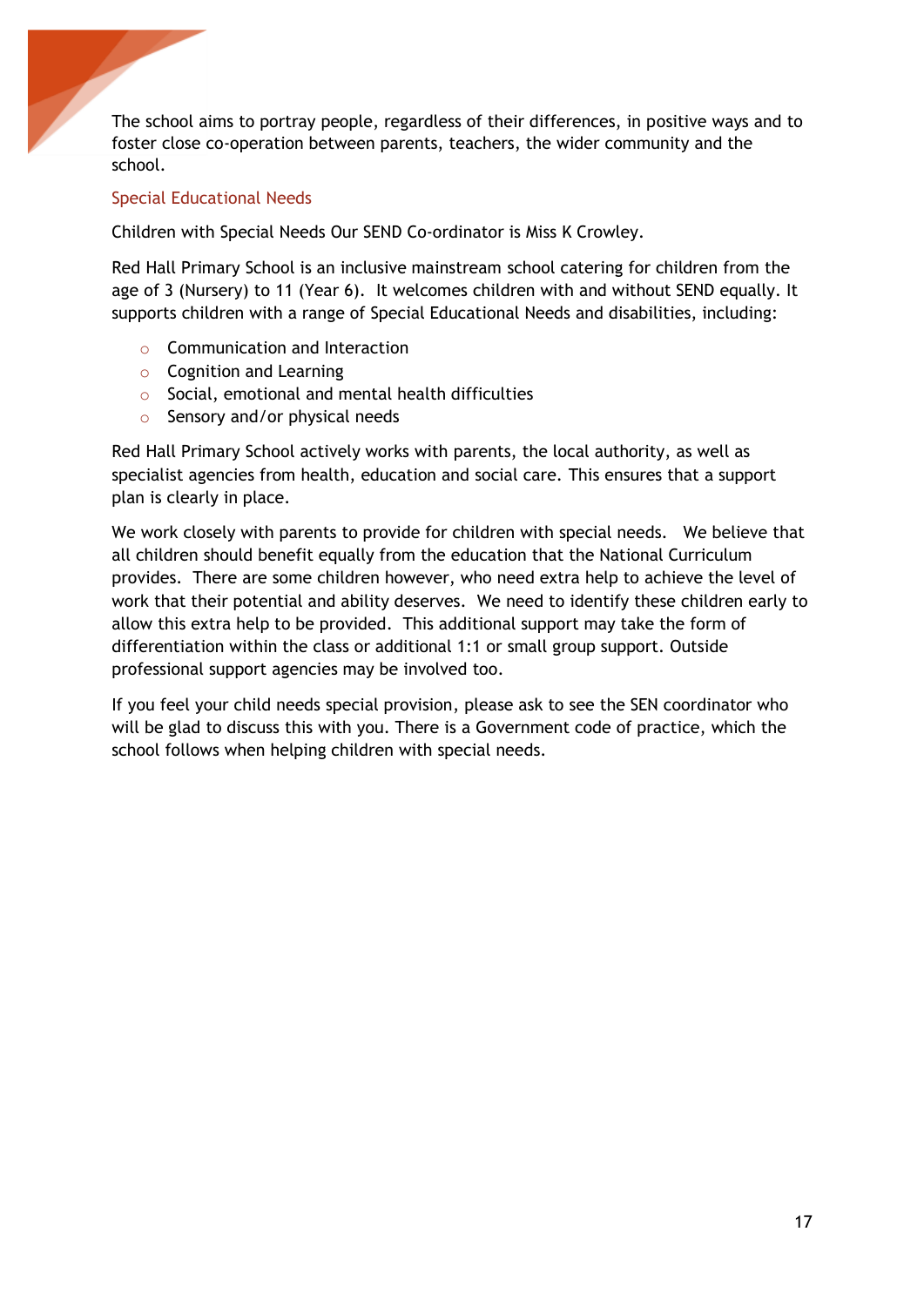The school aims to portray people, regardless of their differences, in positive ways and to foster close co-operation between parents, teachers, the wider community and the school.

## Special Educational Needs

Children with Special Needs Our SEND Co-ordinator is Miss K Crowley.

Red Hall Primary School is an inclusive mainstream school catering for children from the age of 3 (Nursery) to 11 (Year 6). It welcomes children with and without SEND equally. It supports children with a range of Special Educational Needs and disabilities, including:

- Communication and Interaction
- Cognition and Learning
- Social, emotional and mental health difficulties
- Sensory and/or physical needs

Red Hall Primary School actively works with parents, the local authority, as well as specialist agencies from health, education and social care. This ensures that a support plan is clearly in place.

We work closely with parents to provide for children with special needs. We believe that all children should benefit equally from the education that the National Curriculum provides. There are some children however, who need extra help to achieve the level of work that their potential and ability deserves. We need to identify these children early to allow this extra help to be provided. This additional support may take the form of differentiation within the class or additional 1:1 or small group support. Outside professional support agencies may be involved too.

If you feel your child needs special provision, please ask to see the SEN coordinator who will be glad to discuss this with you. There is a Government code of practice, which the school follows when helping children with special needs.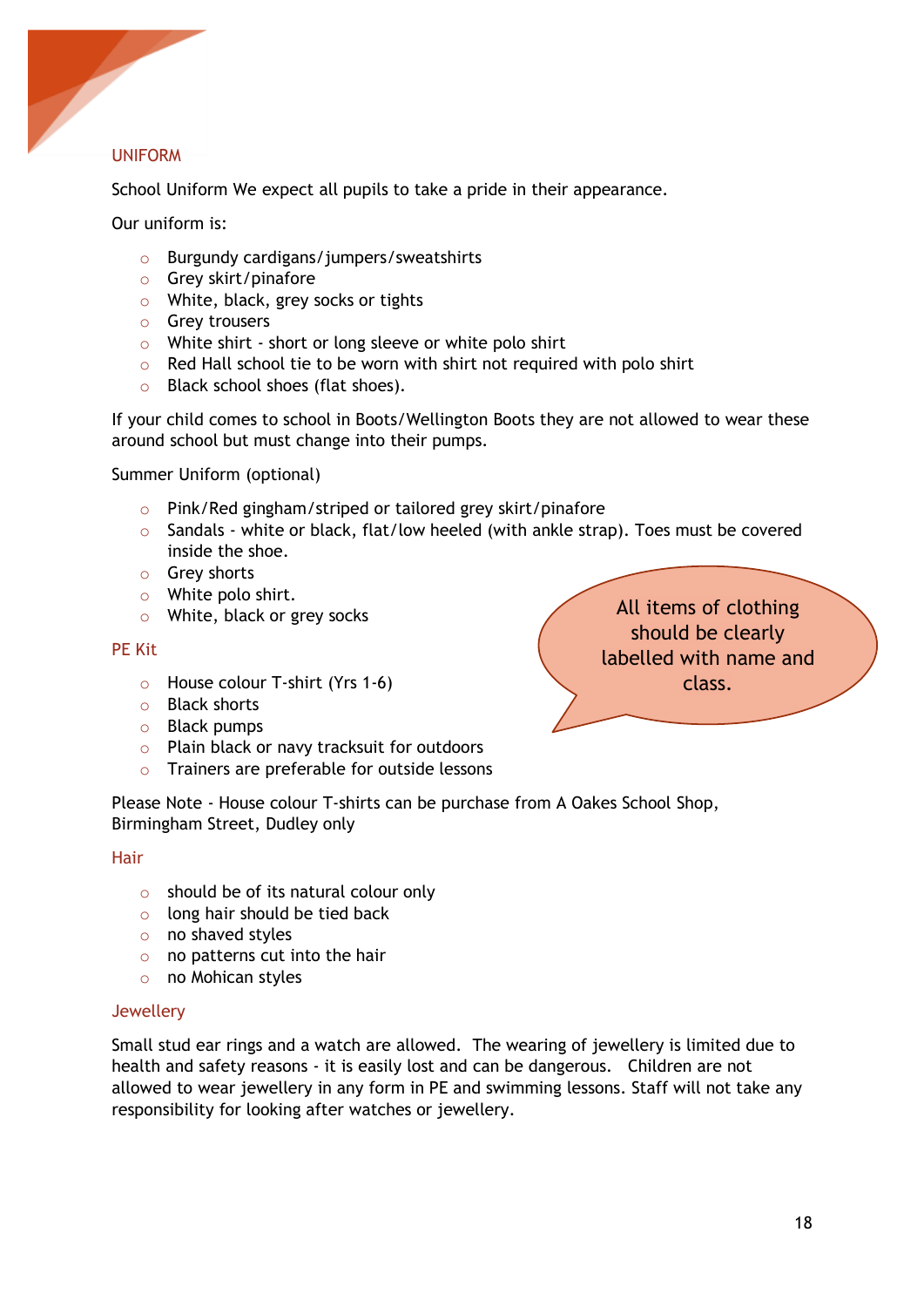## UNIFORM

School Uniform We expect all pupils to take a pride in their appearance.

Our uniform is:

- Burgundy cardigans/jumpers/sweatshirts
- Grey skirt/pinafore
- White, black, grey socks or tights
- Grey trousers
- White shirt - short or long sleeve or white polo shirt
- Red Hall school tie to be worn with shirt not required with polo shirt
- Black school shoes (flat shoes).

If your child comes to school in Boots/Wellington Boots they are not allowed to wear these around school but must change into their pumps.

Summer Uniform (optional)

- Pink/Red gingham/striped or tailored grey skirt/pinafore
- Sandals - white or black, flat/low heeled (with ankle strap). Toes must be covered inside the shoe.
- Grey shorts
- White polo shirt.
- White, black or grey socks

All items of clothing should be clearly labelled with name and class.

### PE Kit

- House colour T-shirt (Yrs 1-6)
- Black shorts
- Black pumps
- Plain black or navy tracksuit for outdoors
- Trainers are preferable for outside lessons

Please Note - House colour T-shirts can be purchase from A Oakes School Shop, Birmingham Street, Dudley only

### Hair

- should be of its natural colour only
- long hair should be tied back
- no shaved styles
- no patterns cut into the hair
- no Mohican styles

### Jewellery

Small stud ear rings and a watch are allowed. The wearing of jewellery is limited due to health and safety reasons - it is easily lost and can be dangerous. Children are not allowed to wear jewellery in any form in PE and swimming lessons. Staff will not take any responsibility for looking after watches or jewellery.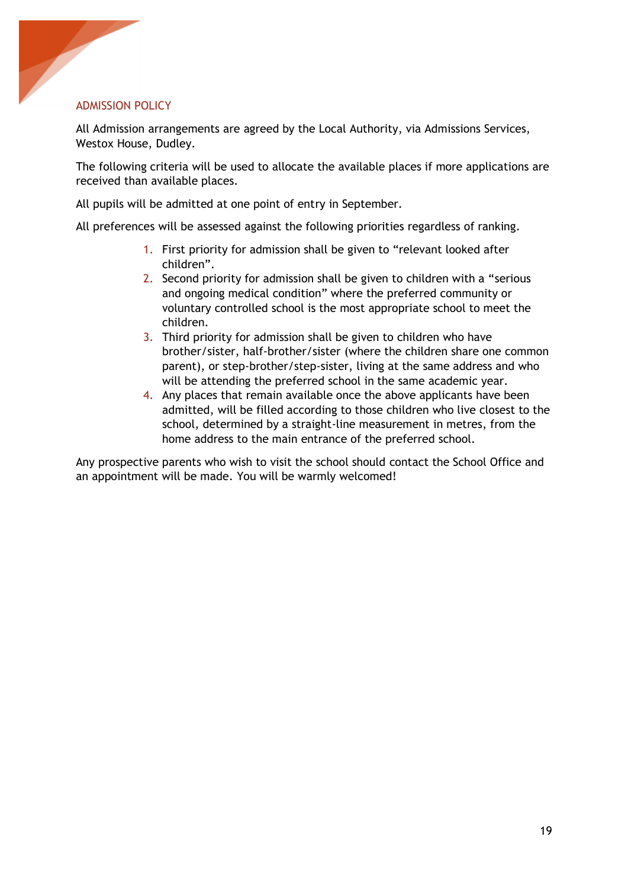## ADMISSION POLICY

All Admission arrangements are agreed by the Local Authority, via Admissions Services, Westox House, Dudley.

The following criteria will be used to allocate the available places if more applications are received than available places.

All pupils will be admitted at one point of entry in September.

All preferences will be assessed against the following priorities regardless of ranking.

1. First priority for admission shall be given to “relevant looked after children”.
2. Second priority for admission shall be given to children with a “serious and ongoing medical condition” where the preferred community or voluntary controlled school is the most appropriate school to meet the children.
3. Third priority for admission shall be given to children who have brother/sister, half-brother/sister (where the children share one common parent), or step-brother/step-sister, living at the same address and who will be attending the preferred school in the same academic year.
4. Any places that remain available once the above applicants have been admitted, will be filled according to those children who live closest to the school, determined by a straight-line measurement in metres, from the home address to the main entrance of the preferred school.

Any prospective parents who wish to visit the school should contact the School Office and an appointment will be made. You will be warmly welcomed!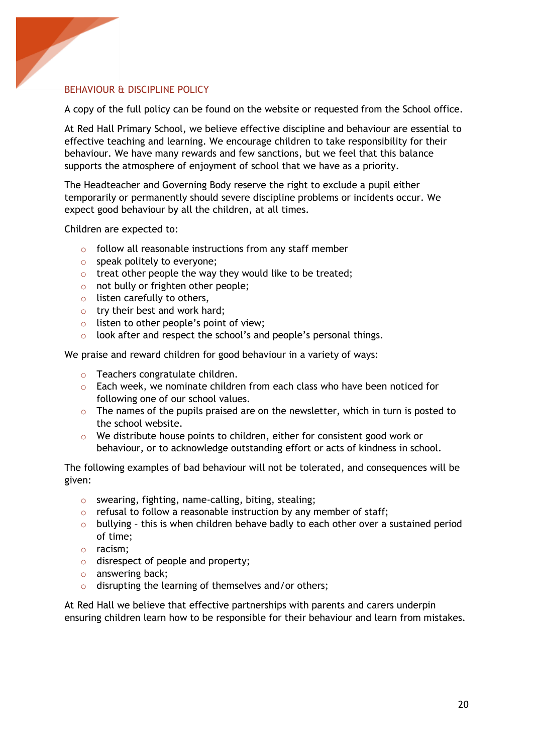## BEHAVIOUR & DISCIPLINE POLICY

A copy of the full policy can be found on the website or requested from the School office.

At Red Hall Primary School, we believe effective discipline and behaviour are essential to effective teaching and learning. We encourage children to take responsibility for their behaviour. We have many rewards and few sanctions, but we feel that this balance supports the atmosphere of enjoyment of school that we have as a priority.

The Headteacher and Governing Body reserve the right to exclude a pupil either temporarily or permanently should severe discipline problems or incidents occur. We expect good behaviour by all the children, at all times.

Children are expected to:

- follow all reasonable instructions from any staff member
- speak politely to everyone;
- treat other people the way they would like to be treated;
- not bully or frighten other people;
- listen carefully to others,
- try their best and work hard;
- listen to other people's point of view;
- look after and respect the school's and people's personal things.

We praise and reward children for good behaviour in a variety of ways:

- Teachers congratulate children.
- Each week, we nominate children from each class who have been noticed for following one of our school values.
- The names of the pupils praised are on the newsletter, which in turn is posted to the school website.
- We distribute house points to children, either for consistent good work or behaviour, or to acknowledge outstanding effort or acts of kindness in school.

The following examples of bad behaviour will not be tolerated, and consequences will be given:

- swearing, fighting, name-calling, biting, stealing;
- refusal to follow a reasonable instruction by any member of staff;
- bullying – this is when children behave badly to each other over a sustained period of time;
- racism;
- disrespect of people and property;
- answering back;
- disrupting the learning of themselves and/or others;

At Red Hall we believe that effective partnerships with parents and carers underpin ensuring children learn how to be responsible for their behaviour and learn from mistakes.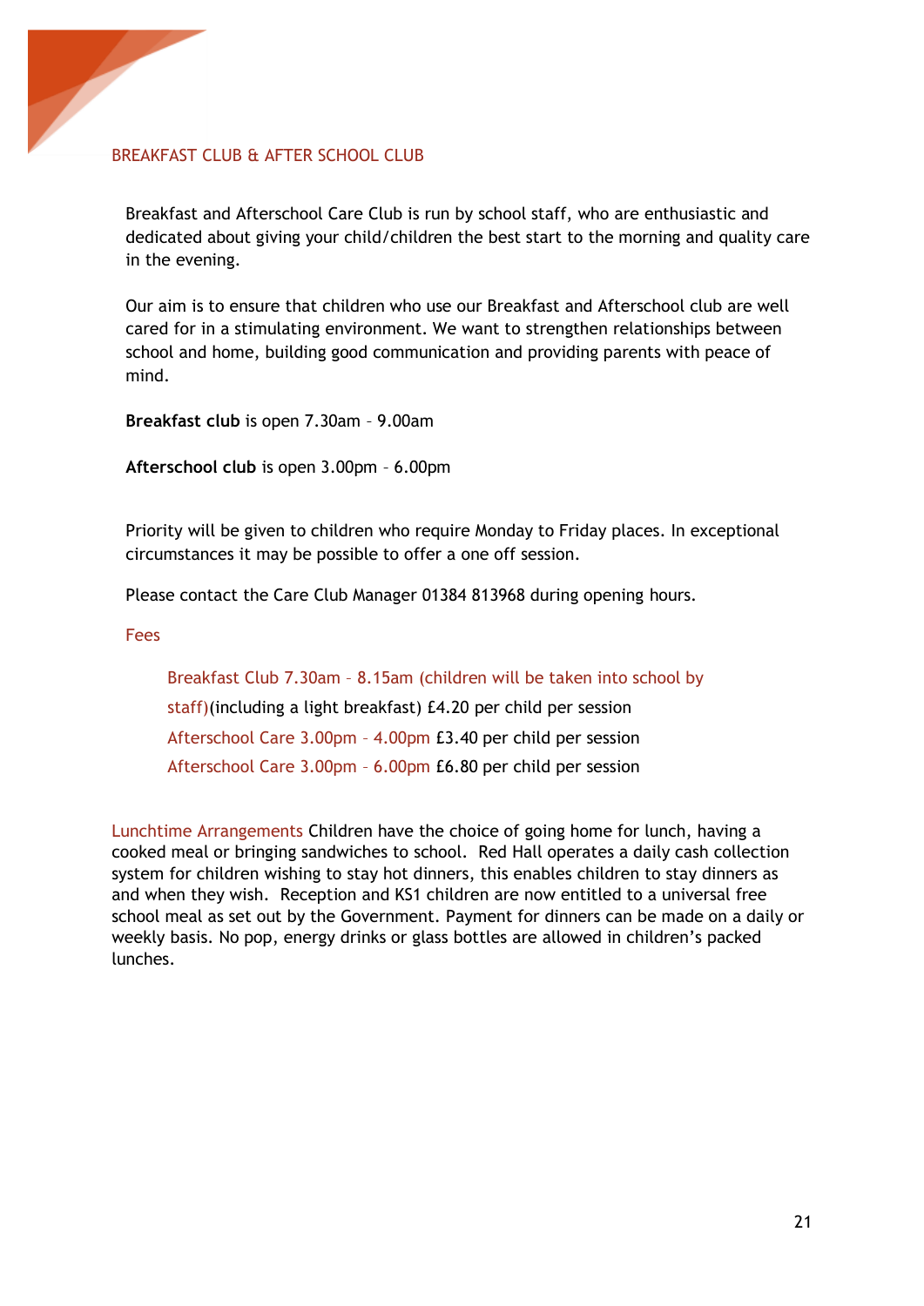## BREAKFAST CLUB & AFTER SCHOOL CLUB

Breakfast and Afterschool Care Club is run by school staff, who are enthusiastic and dedicated about giving your child/children the best start to the morning and quality care in the evening.

Our aim is to ensure that children who use our Breakfast and Afterschool club are well cared for in a stimulating environment. We want to strengthen relationships between school and home, building good communication and providing parents with peace of mind.

**Breakfast club** is open 7.30am – 9.00am

**Afterschool club** is open 3.00pm – 6.00pm

Priority will be given to children who require Monday to Friday places. In exceptional circumstances it may be possible to offer a one off session.

Please contact the Care Club Manager 01384 813968 during opening hours.

### Fees

Breakfast Club 7.30am – 8.15am (children will be taken into school by staff)(including a light breakfast) £4.20 per child per session

Afterschool Care 3.00pm – 4.00pm £3.40 per child per session

Afterschool Care 3.00pm – 6.00pm £6.80 per child per session

**Lunchtime Arrangements** Children have the choice of going home for lunch, having a cooked meal or bringing sandwiches to school. Red Hall operates a daily cash collection system for children wishing to stay hot dinners, this enables children to stay dinners as and when they wish. Reception and KS1 children are now entitled to a universal free school meal as set out by the Government. Payment for dinners can be made on a daily or weekly basis. No pop, energy drinks or glass bottles are allowed in children's packed lunches.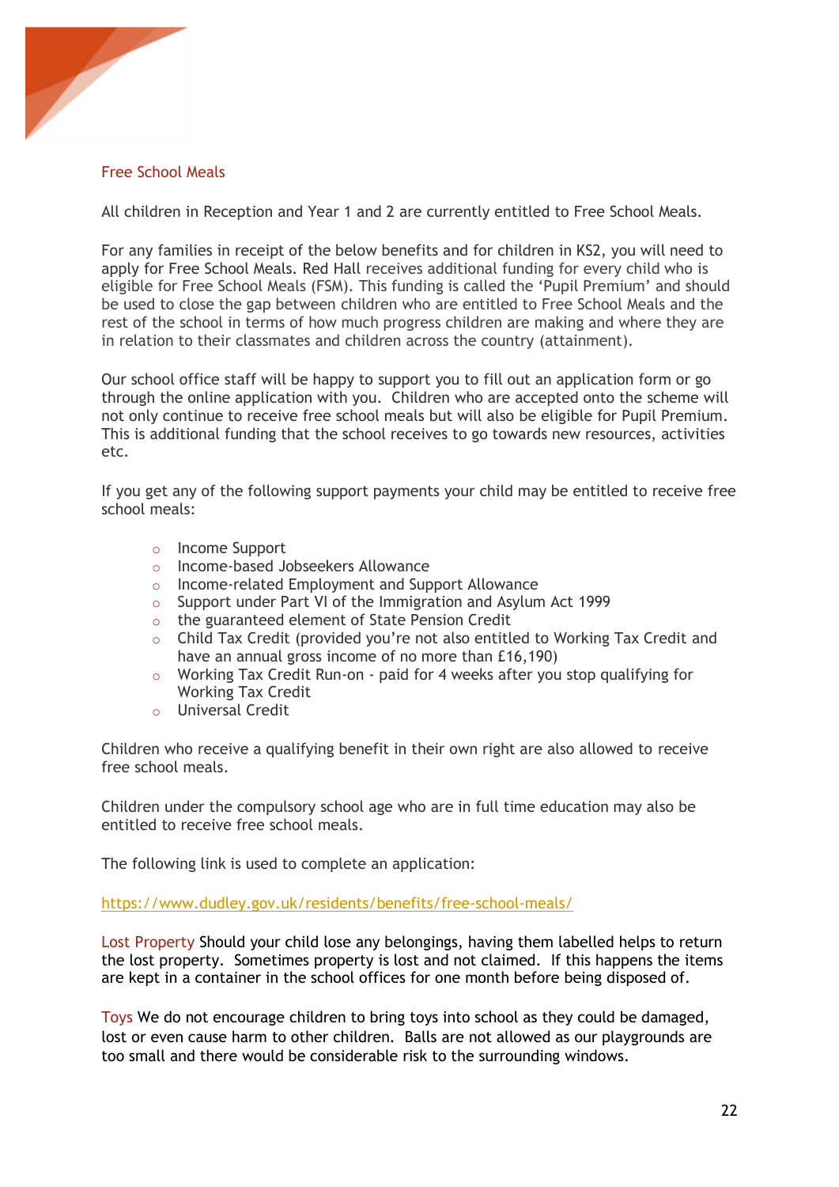## Free School Meals

All children in Reception and Year 1 and 2 are currently entitled to Free School Meals.

For any families in receipt of the below benefits and for children in KS2, you will need to apply for Free School Meals. Red Hall receives additional funding for every child who is eligible for Free School Meals (FSM). This funding is called the 'Pupil Premium' and should be used to close the gap between children who are entitled to Free School Meals and the rest of the school in terms of how much progress children are making and where they are in relation to their classmates and children across the country (attainment).

Our school office staff will be happy to support you to fill out an application form or go through the online application with you. Children who are accepted onto the scheme will not only continue to receive free school meals but will also be eligible for Pupil Premium. This is additional funding that the school receives to go towards new resources, activities etc.

If you get any of the following support payments your child may be entitled to receive free school meals:

- Income Support
- Income-based Jobseekers Allowance
- Income-related Employment and Support Allowance
- Support under Part VI of the Immigration and Asylum Act 1999
- the guaranteed element of State Pension Credit
- Child Tax Credit (provided you're not also entitled to Working Tax Credit and have an annual gross income of no more than £16,190)
- Working Tax Credit Run-on - paid for 4 weeks after you stop qualifying for Working Tax Credit
- Universal Credit

Children who receive a qualifying benefit in their own right are also allowed to receive free school meals.

Children under the compulsory school age who are in full time education may also be entitled to receive free school meals.

The following link is used to complete an application:

https://www.dudley.gov.uk/residents/benefits/free-school-meals/

**Lost Property** Should your child lose any belongings, having them labelled helps to return the lost property. Sometimes property is lost and not claimed. If this happens the items are kept in a container in the school offices for one month before being disposed of.

**Toys** We do not encourage children to bring toys into school as they could be damaged, lost or even cause harm to other children. Balls are not allowed as our playgrounds are too small and there would be considerable risk to the surrounding windows.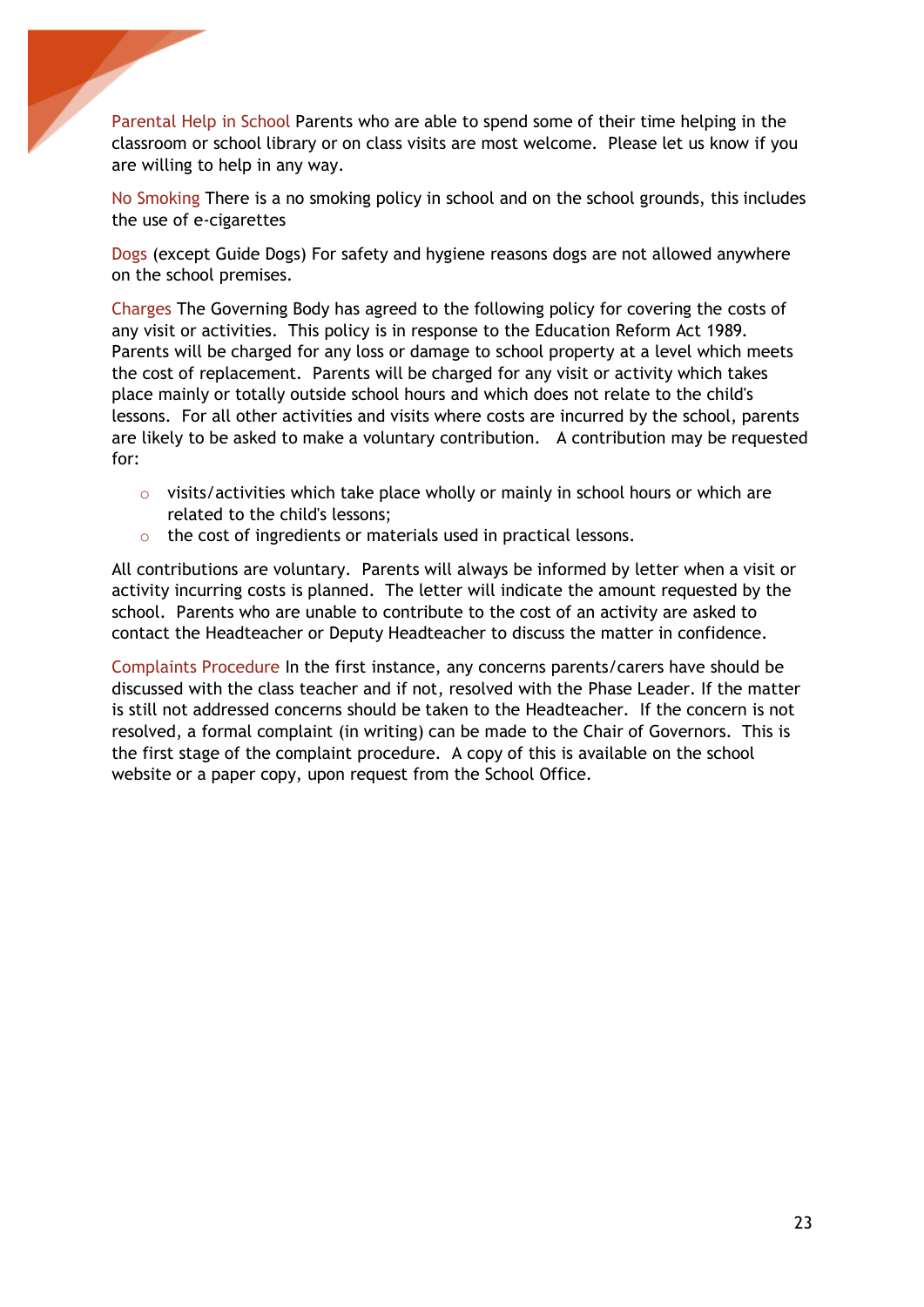**Parental Help in School** Parents who are able to spend some of their time helping in the classroom or school library or on class visits are most welcome. Please let us know if you are willing to help in any way.

**No Smoking** There is a no smoking policy in school and on the school grounds, this includes the use of e-cigarettes

**Dogs** (except Guide Dogs) For safety and hygiene reasons dogs are not allowed anywhere on the school premises.

**Charges** The Governing Body has agreed to the following policy for covering the costs of any visit or activities. This policy is in response to the Education Reform Act 1989. Parents will be charged for any loss or damage to school property at a level which meets the cost of replacement. Parents will be charged for any visit or activity which takes place mainly or totally outside school hours and which does not relate to the child's lessons. For all other activities and visits where costs are incurred by the school, parents are likely to be asked to make a voluntary contribution. A contribution may be requested for:

- visits/activities which take place wholly or mainly in school hours or which are related to the child's lessons;
- the cost of ingredients or materials used in practical lessons.

All contributions are voluntary. Parents will always be informed by letter when a visit or activity incurring costs is planned. The letter will indicate the amount requested by the school. Parents who are unable to contribute to the cost of an activity are asked to contact the Headteacher or Deputy Headteacher to discuss the matter in confidence.

**Complaints Procedure** In the first instance, any concerns parents/carers have should be discussed with the class teacher and if not, resolved with the Phase Leader. If the matter is still not addressed concerns should be taken to the Headteacher. If the concern is not resolved, a formal complaint (in writing) can be made to the Chair of Governors. This is the first stage of the complaint procedure. A copy of this is available on the school website or a paper copy, upon request from the School Office.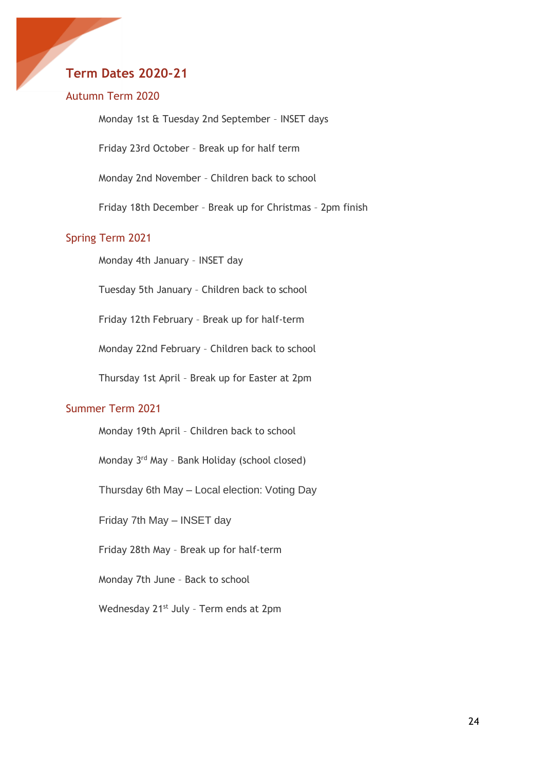# Term Dates 2020-21

## Autumn Term 2020

Monday 1st & Tuesday 2nd September – INSET days

Friday 23rd October – Break up for half term

Monday 2nd November – Children back to school

Friday 18th December – Break up for Christmas – 2pm finish

## Spring Term 2021

Monday 4th January – INSET day

Tuesday 5th January – Children back to school

Friday 12th February – Break up for half-term

Monday 22nd February – Children back to school

Thursday 1st April – Break up for Easter at 2pm

## Summer Term 2021

Monday 19th April – Children back to school

Monday 3rd May – Bank Holiday (school closed)

Thursday 6th May – Local election: Voting Day

Friday 7th May – INSET day

Friday 28th May – Break up for half-term

Monday 7th June – Back to school

Wednesday 21st July – Term ends at 2pm